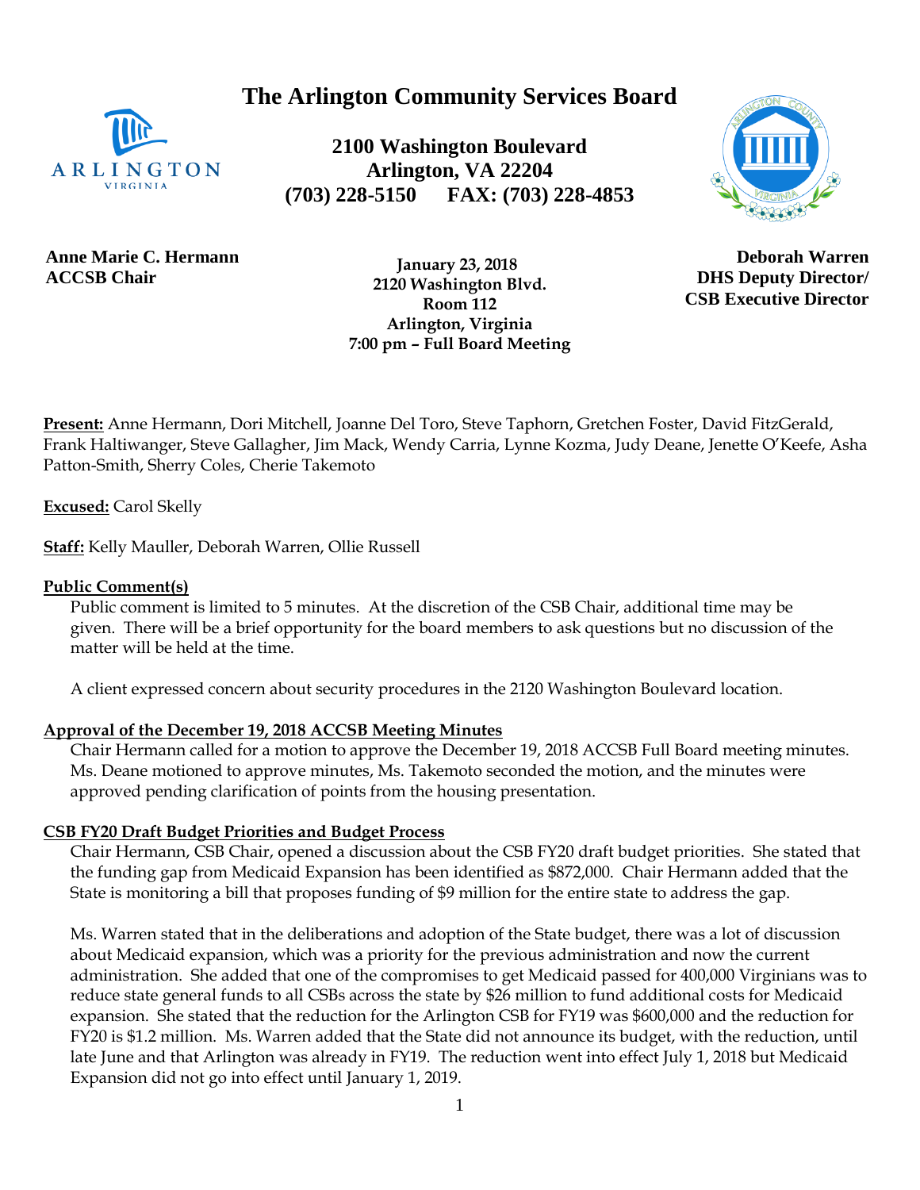# The Arlington Community Services Board

**2100 Washington Boulevard**
**Arlington, VA 22204**
**(703) 228-5150 FAX: (703) 228-4853**

**Anne Marie C. Hermann**
**ACCSB Chair**

**January 23, 2018**
**2120 Washington Blvd.**
**Room 112**
**Arlington, Virginia**
**7:00 pm – Full Board Meeting**

**Deborah Warren**
**DHS Deputy Director/**
**CSB Executive Director**

**Present:** Anne Hermann, Dori Mitchell, Joanne Del Toro, Steve Taphorn, Gretchen Foster, David FitzGerald, Frank Haltiwanger, Steve Gallagher, Jim Mack, Wendy Carria, Lynne Kozma, Judy Deane, Jenette O'Keefe, Asha Patton-Smith, Sherry Coles, Cherie Takemoto

**Excused:** Carol Skelly

**Staff:** Kelly Mauller, Deborah Warren, Ollie Russell

**Public Comment(s)**

Public comment is limited to 5 minutes. At the discretion of the CSB Chair, additional time may be given. There will be a brief opportunity for the board members to ask questions but no discussion of the matter will be held at the time.

A client expressed concern about security procedures in the 2120 Washington Boulevard location.

**Approval of the December 19, 2018 ACCSB Meeting Minutes**

Chair Hermann called for a motion to approve the December 19, 2018 ACCSB Full Board meeting minutes. Ms. Deane motioned to approve minutes, Ms. Takemoto seconded the motion, and the minutes were approved pending clarification of points from the housing presentation.

**CSB FY20 Draft Budget Priorities and Budget Process**

Chair Hermann, CSB Chair, opened a discussion about the CSB FY20 draft budget priorities. She stated that the funding gap from Medicaid Expansion has been identified as $872,000. Chair Hermann added that the State is monitoring a bill that proposes funding of $9 million for the entire state to address the gap.

Ms. Warren stated that in the deliberations and adoption of the State budget, there was a lot of discussion about Medicaid expansion, which was a priority for the previous administration and now the current administration. She added that one of the compromises to get Medicaid passed for 400,000 Virginians was to reduce state general funds to all CSBs across the state by $26 million to fund additional costs for Medicaid expansion. She stated that the reduction for the Arlington CSB for FY19 was $600,000 and the reduction for FY20 is $1.2 million. Ms. Warren added that the State did not announce its budget, with the reduction, until late June and that Arlington was already in FY19. The reduction went into effect July 1, 2018 but Medicaid Expansion did not go into effect until January 1, 2019.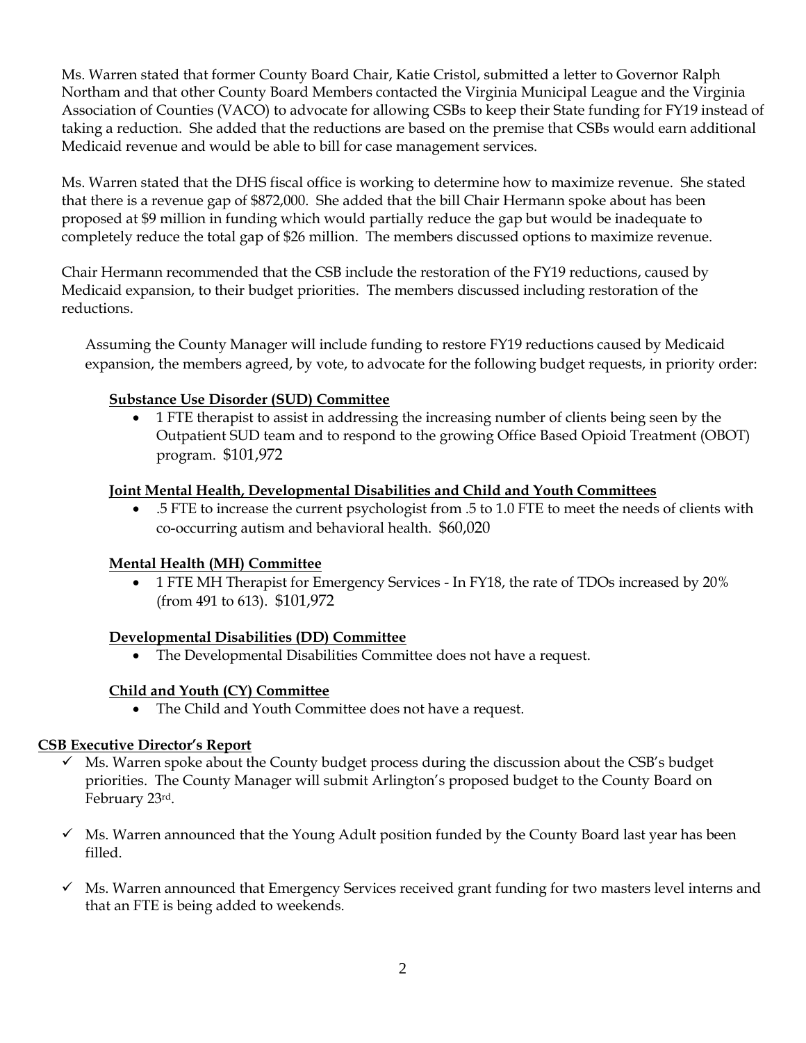Ms. Warren stated that former County Board Chair, Katie Cristol, submitted a letter to Governor Ralph Northam and that other County Board Members contacted the Virginia Municipal League and the Virginia Association of Counties (VACO) to advocate for allowing CSBs to keep their State funding for FY19 instead of taking a reduction. She added that the reductions are based on the premise that CSBs would earn additional Medicaid revenue and would be able to bill for case management services.

Ms. Warren stated that the DHS fiscal office is working to determine how to maximize revenue. She stated that there is a revenue gap of $872,000. She added that the bill Chair Hermann spoke about has been proposed at $9 million in funding which would partially reduce the gap but would be inadequate to completely reduce the total gap of $26 million. The members discussed options to maximize revenue.

Chair Hermann recommended that the CSB include the restoration of the FY19 reductions, caused by Medicaid expansion, to their budget priorities. The members discussed including restoration of the reductions.

Assuming the County Manager will include funding to restore FY19 reductions caused by Medicaid expansion, the members agreed, by vote, to advocate for the following budget requests, in priority order:

**Substance Use Disorder (SUD) Committee**

- 1 FTE therapist to assist in addressing the increasing number of clients being seen by the Outpatient SUD team and to respond to the growing Office Based Opioid Treatment (OBOT) program. $101,972

**Joint Mental Health, Developmental Disabilities and Child and Youth Committees**

- .5 FTE to increase the current psychologist from .5 to 1.0 FTE to meet the needs of clients with co-occurring autism and behavioral health. $60,020

**Mental Health (MH) Committee**

- 1 FTE MH Therapist for Emergency Services - In FY18, the rate of TDOs increased by 20% (from 491 to 613). $101,972

**Developmental Disabilities (DD) Committee**

- The Developmental Disabilities Committee does not have a request.

**Child and Youth (CY) Committee**

- The Child and Youth Committee does not have a request.

**CSB Executive Director's Report**

- ✓ Ms. Warren spoke about the County budget process during the discussion about the CSB's budget priorities. The County Manager will submit Arlington's proposed budget to the County Board on February 23rd.
- ✓ Ms. Warren announced that the Young Adult position funded by the County Board last year has been filled.
- ✓ Ms. Warren announced that Emergency Services received grant funding for two masters level interns and that an FTE is being added to weekends.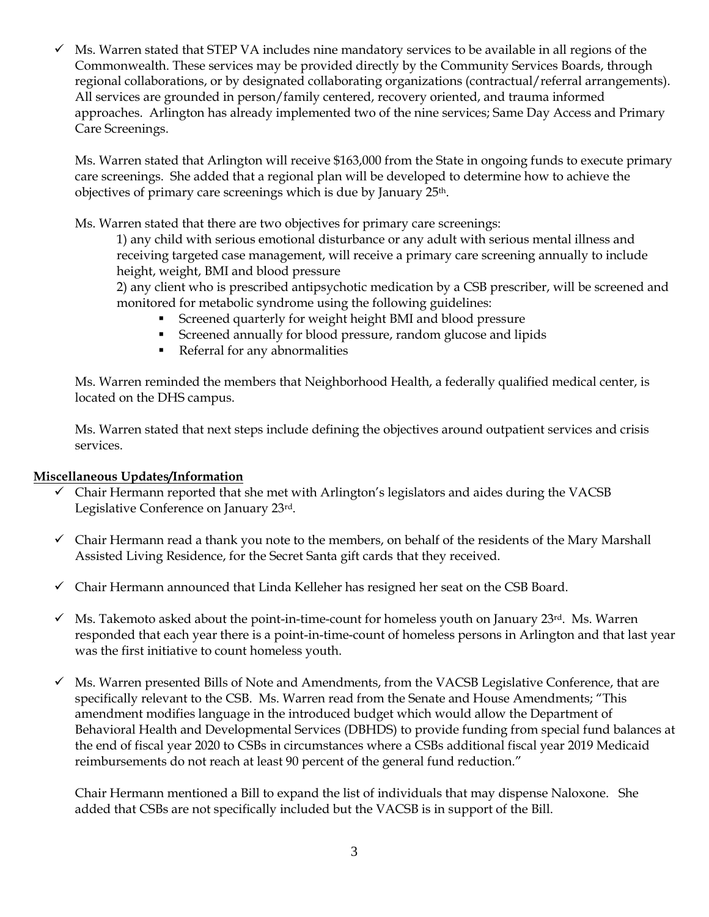- ✓ Ms. Warren stated that STEP VA includes nine mandatory services to be available in all regions of the Commonwealth. These services may be provided directly by the Community Services Boards, through regional collaborations, or by designated collaborating organizations (contractual/referral arrangements). All services are grounded in person/family centered, recovery oriented, and trauma informed approaches. Arlington has already implemented two of the nine services; Same Day Access and Primary Care Screenings.

  Ms. Warren stated that Arlington will receive $163,000 from the State in ongoing funds to execute primary care screenings. She added that a regional plan will be developed to determine how to achieve the objectives of primary care screenings which is due by January 25th.

  Ms. Warren stated that there are two objectives for primary care screenings:

  1) any child with serious emotional disturbance or any adult with serious mental illness and receiving targeted case management, will receive a primary care screening annually to include height, weight, BMI and blood pressure
  2) any client who is prescribed antipsychotic medication by a CSB prescriber, will be screened and monitored for metabolic syndrome using the following guidelines:
     - Screened quarterly for weight height BMI and blood pressure
     - Screened annually for blood pressure, random glucose and lipids
     - Referral for any abnormalities

  Ms. Warren reminded the members that Neighborhood Health, a federally qualified medical center, is located on the DHS campus.

  Ms. Warren stated that next steps include defining the objectives around outpatient services and crisis services.

**Miscellaneous Updates/Information**

- ✓ Chair Hermann reported that she met with Arlington's legislators and aides during the VACSB Legislative Conference on January 23rd.
- ✓ Chair Hermann read a thank you note to the members, on behalf of the residents of the Mary Marshall Assisted Living Residence, for the Secret Santa gift cards that they received.
- ✓ Chair Hermann announced that Linda Kelleher has resigned her seat on the CSB Board.
- ✓ Ms. Takemoto asked about the point-in-time-count for homeless youth on January 23rd. Ms. Warren responded that each year there is a point-in-time-count of homeless persons in Arlington and that last year was the first initiative to count homeless youth.
- ✓ Ms. Warren presented Bills of Note and Amendments, from the VACSB Legislative Conference, that are specifically relevant to the CSB. Ms. Warren read from the Senate and House Amendments; "This amendment modifies language in the introduced budget which would allow the Department of Behavioral Health and Developmental Services (DBHDS) to provide funding from special fund balances at the end of fiscal year 2020 to CSBs in circumstances where a CSBs additional fiscal year 2019 Medicaid reimbursements do not reach at least 90 percent of the general fund reduction."

  Chair Hermann mentioned a Bill to expand the list of individuals that may dispense Naloxone. She added that CSBs are not specifically included but the VACSB is in support of the Bill.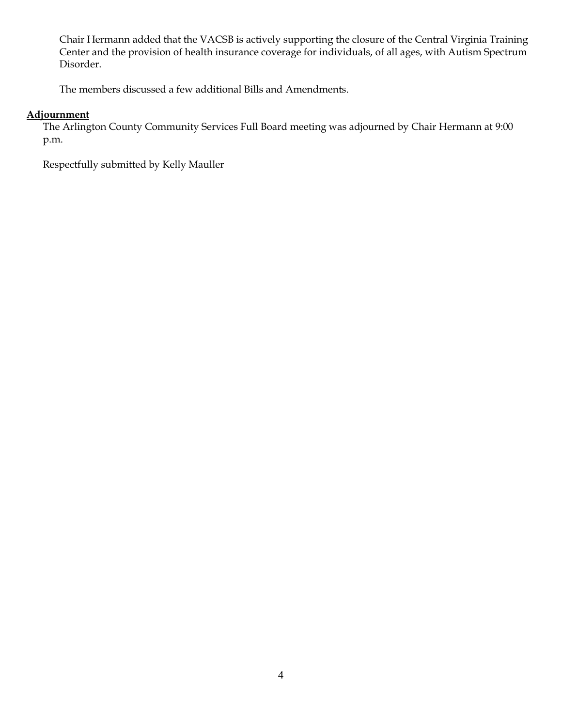Chair Hermann added that the VACSB is actively supporting the closure of the Central Virginia Training Center and the provision of health insurance coverage for individuals, of all ages, with Autism Spectrum Disorder.

The members discussed a few additional Bills and Amendments.

**Adjournment**

The Arlington County Community Services Full Board meeting was adjourned by Chair Hermann at 9:00 p.m.

Respectfully submitted by Kelly Mauller